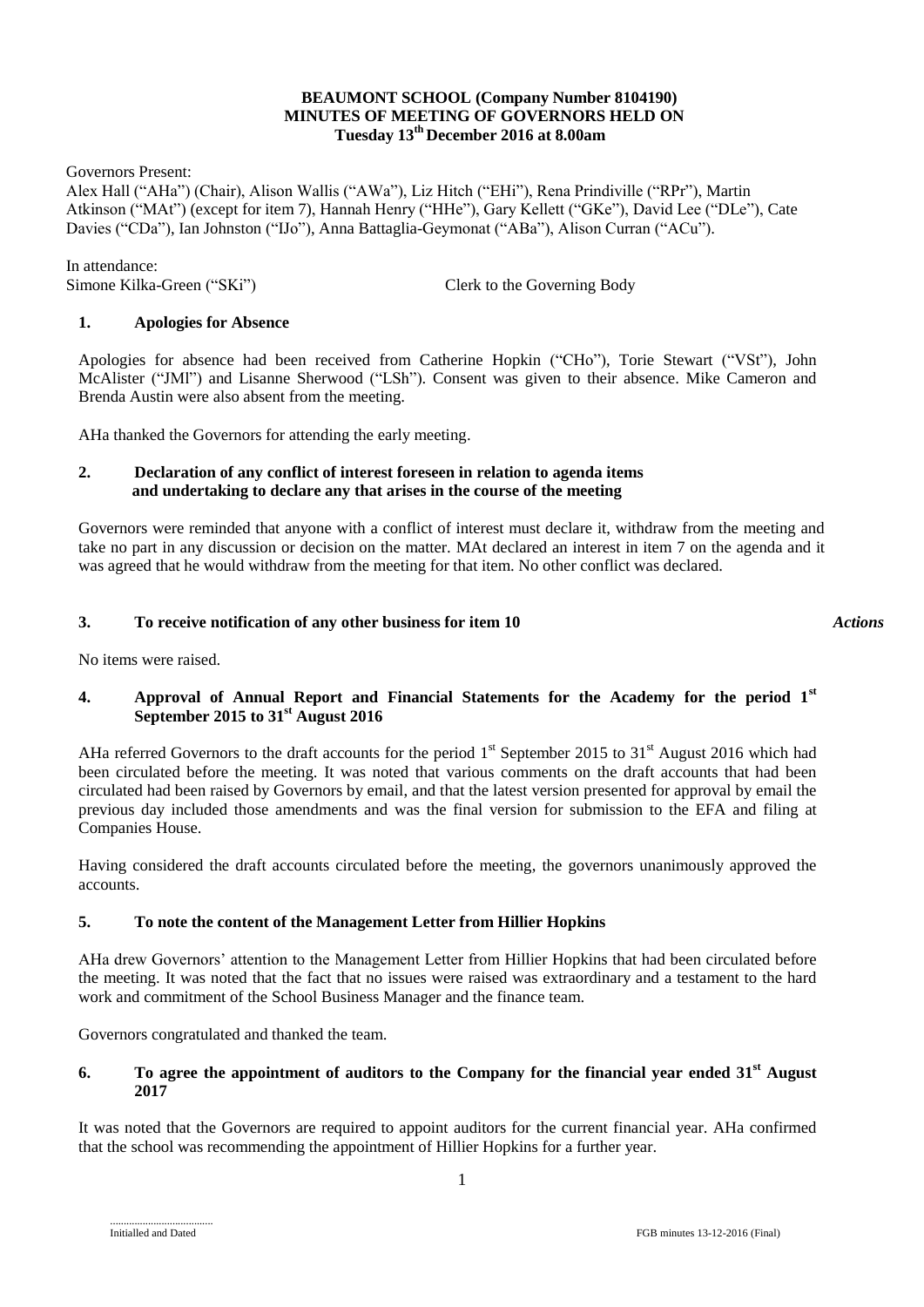**BEAUMONT SCHOOL (Company Number 8104190)**
**MINUTES OF MEETING OF GOVERNORS HELD ON**
**Tuesday 13th December 2016 at 8.00am**

Governors Present:
Alex Hall ("AHa") (Chair), Alison Wallis ("AWa"), Liz Hitch ("EHi"), Rena Prindiville ("RPr"), Martin Atkinson ("MAt") (except for item 7), Hannah Henry ("HHe"), Gary Kellett ("GKe"), David Lee ("DLe"), Cate Davies ("CDa"), Ian Johnston ("IJo"), Anna Battaglia-Geymonat ("ABa"), Alison Curran ("ACu").

In attendance:
Simone Kilka-Green ("SKi") Clerk to the Governing Body

## 1. Apologies for Absence

Apologies for absence had been received from Catherine Hopkin ("CHo"), Torie Stewart ("VSt"), John McAlister ("JMl") and Lisanne Sherwood ("LSh"). Consent was given to their absence. Mike Cameron and Brenda Austin were also absent from the meeting.

AHa thanked the Governors for attending the early meeting.

## 2. Declaration of any conflict of interest foreseen in relation to agenda items and undertaking to declare any that arises in the course of the meeting

Governors were reminded that anyone with a conflict of interest must declare it, withdraw from the meeting and take no part in any discussion or decision on the matter. MAt declared an interest in item 7 on the agenda and it was agreed that he would withdraw from the meeting for that item. No other conflict was declared.

## 3. To receive notification of any other business for item 10 *Actions*

No items were raised.

## 4. Approval of Annual Report and Financial Statements for the Academy for the period 1st September 2015 to 31st August 2016

AHa referred Governors to the draft accounts for the period 1st September 2015 to 31st August 2016 which had been circulated before the meeting. It was noted that various comments on the draft accounts that had been circulated had been raised by Governors by email, and that the latest version presented for approval by email the previous day included those amendments and was the final version for submission to the EFA and filing at Companies House.

Having considered the draft accounts circulated before the meeting, the governors unanimously approved the accounts.

## 5. To note the content of the Management Letter from Hillier Hopkins

AHa drew Governors' attention to the Management Letter from Hillier Hopkins that had been circulated before the meeting. It was noted that the fact that no issues were raised was extraordinary and a testament to the hard work and commitment of the School Business Manager and the finance team.

Governors congratulated and thanked the team.

## 6. To agree the appointment of auditors to the Company for the financial year ended 31st August 2017

It was noted that the Governors are required to appoint auditors for the current financial year. AHa confirmed that the school was recommending the appointment of Hillier Hopkins for a further year.

....................................
Initialled and Dated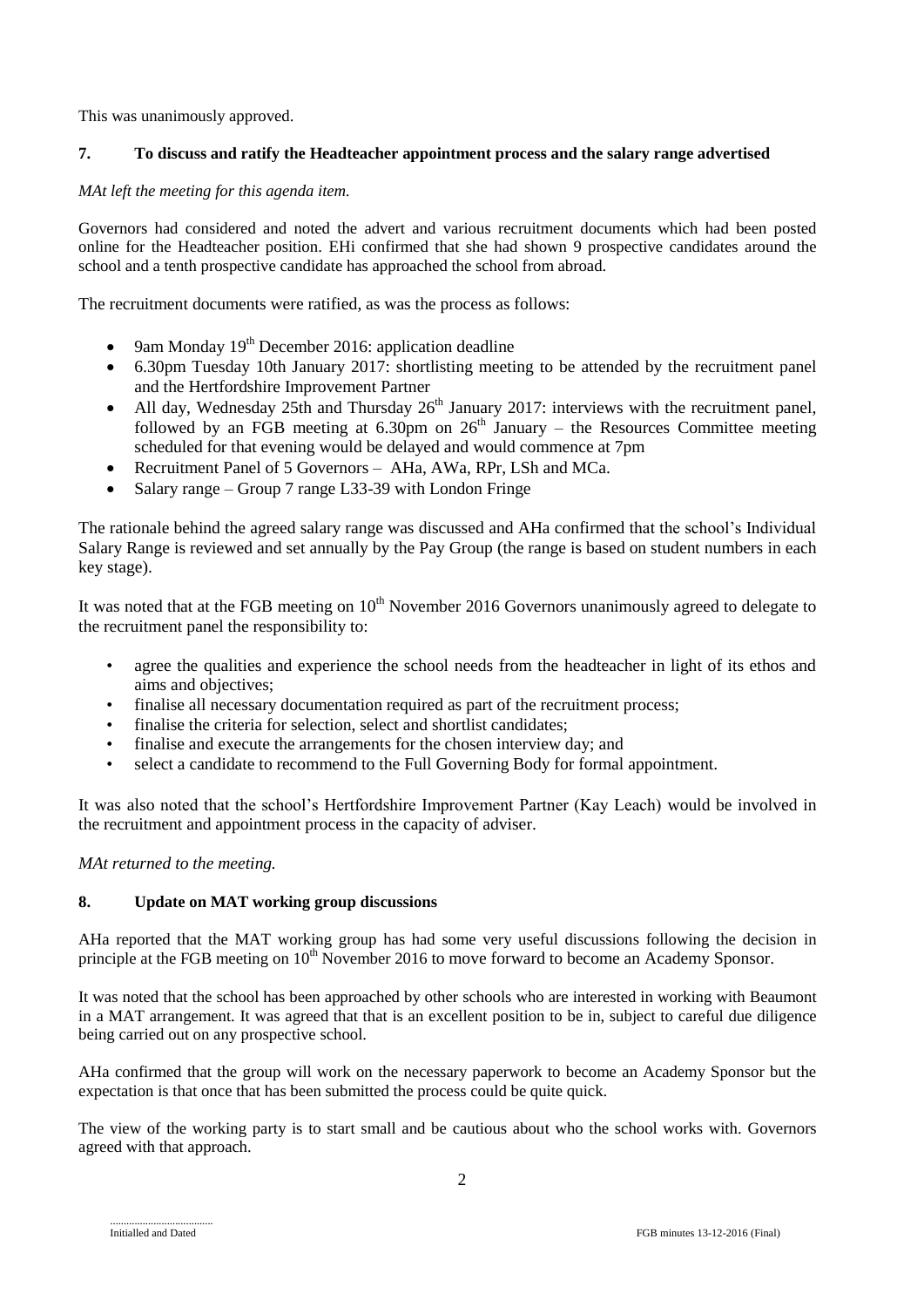This was unanimously approved.

### 7. To discuss and ratify the Headteacher appointment process and the salary range advertised

*MAt left the meeting for this agenda item.*

Governors had considered and noted the advert and various recruitment documents which had been posted online for the Headteacher position. EHi confirmed that she had shown 9 prospective candidates around the school and a tenth prospective candidate has approached the school from abroad.

The recruitment documents were ratified, as was the process as follows:

- 9am Monday 19th December 2016: application deadline
- 6.30pm Tuesday 10th January 2017: shortlisting meeting to be attended by the recruitment panel and the Hertfordshire Improvement Partner
- All day, Wednesday 25th and Thursday 26th January 2017: interviews with the recruitment panel, followed by an FGB meeting at 6.30pm on 26th January – the Resources Committee meeting scheduled for that evening would be delayed and would commence at 7pm
- Recruitment Panel of 5 Governors – AHa, AWa, RPr, LSh and MCa.
- Salary range – Group 7 range L33-39 with London Fringe

The rationale behind the agreed salary range was discussed and AHa confirmed that the school's Individual Salary Range is reviewed and set annually by the Pay Group (the range is based on student numbers in each key stage).

It was noted that at the FGB meeting on 10th November 2016 Governors unanimously agreed to delegate to the recruitment panel the responsibility to:

- agree the qualities and experience the school needs from the headteacher in light of its ethos and aims and objectives;
- finalise all necessary documentation required as part of the recruitment process;
- finalise the criteria for selection, select and shortlist candidates;
- finalise and execute the arrangements for the chosen interview day; and
- select a candidate to recommend to the Full Governing Body for formal appointment.

It was also noted that the school's Hertfordshire Improvement Partner (Kay Leach) would be involved in the recruitment and appointment process in the capacity of adviser.

*MAt returned to the meeting.*

### 8. Update on MAT working group discussions

AHa reported that the MAT working group has had some very useful discussions following the decision in principle at the FGB meeting on 10th November 2016 to move forward to become an Academy Sponsor.

It was noted that the school has been approached by other schools who are interested in working with Beaumont in a MAT arrangement. It was agreed that that is an excellent position to be in, subject to careful due diligence being carried out on any prospective school.

AHa confirmed that the group will work on the necessary paperwork to become an Academy Sponsor but the expectation is that once that has been submitted the process could be quite quick.

The view of the working party is to start small and be cautious about who the school works with. Governors agreed with that approach.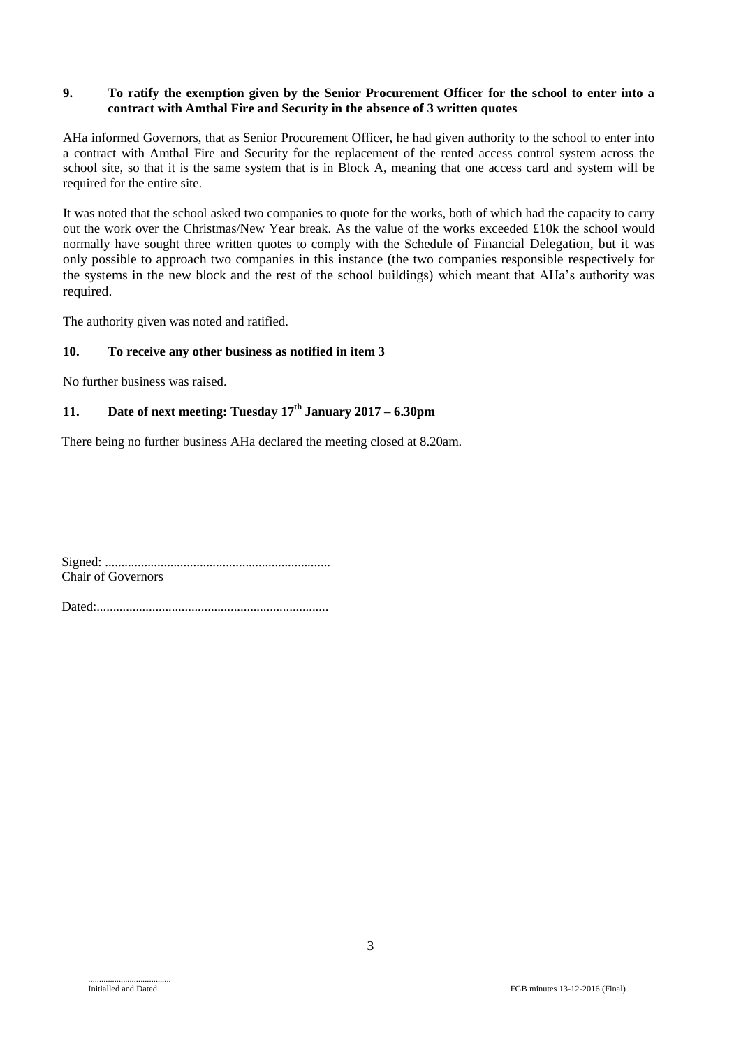**9. To ratify the exemption given by the Senior Procurement Officer for the school to enter into a contract with Amthal Fire and Security in the absence of 3 written quotes**

AHa informed Governors, that as Senior Procurement Officer, he had given authority to the school to enter into a contract with Amthal Fire and Security for the replacement of the rented access control system across the school site, so that it is the same system that is in Block A, meaning that one access card and system will be required for the entire site.

It was noted that the school asked two companies to quote for the works, both of which had the capacity to carry out the work over the Christmas/New Year break. As the value of the works exceeded £10k the school would normally have sought three written quotes to comply with the Schedule of Financial Delegation, but it was only possible to approach two companies in this instance (the two companies responsible respectively for the systems in the new block and the rest of the school buildings) which meant that AHa's authority was required.

The authority given was noted and ratified.

**10. To receive any other business as notified in item 3**

No further business was raised.

**11. Date of next meeting: Tuesday 17th January 2017 – 6.30pm**

There being no further business AHa declared the meeting closed at 8.20am.

Signed: .....................................................................
Chair of Governors

Dated:.......................................................................

.....................................
Initialled and Dated

FGB minutes 13-12-2016 (Final)